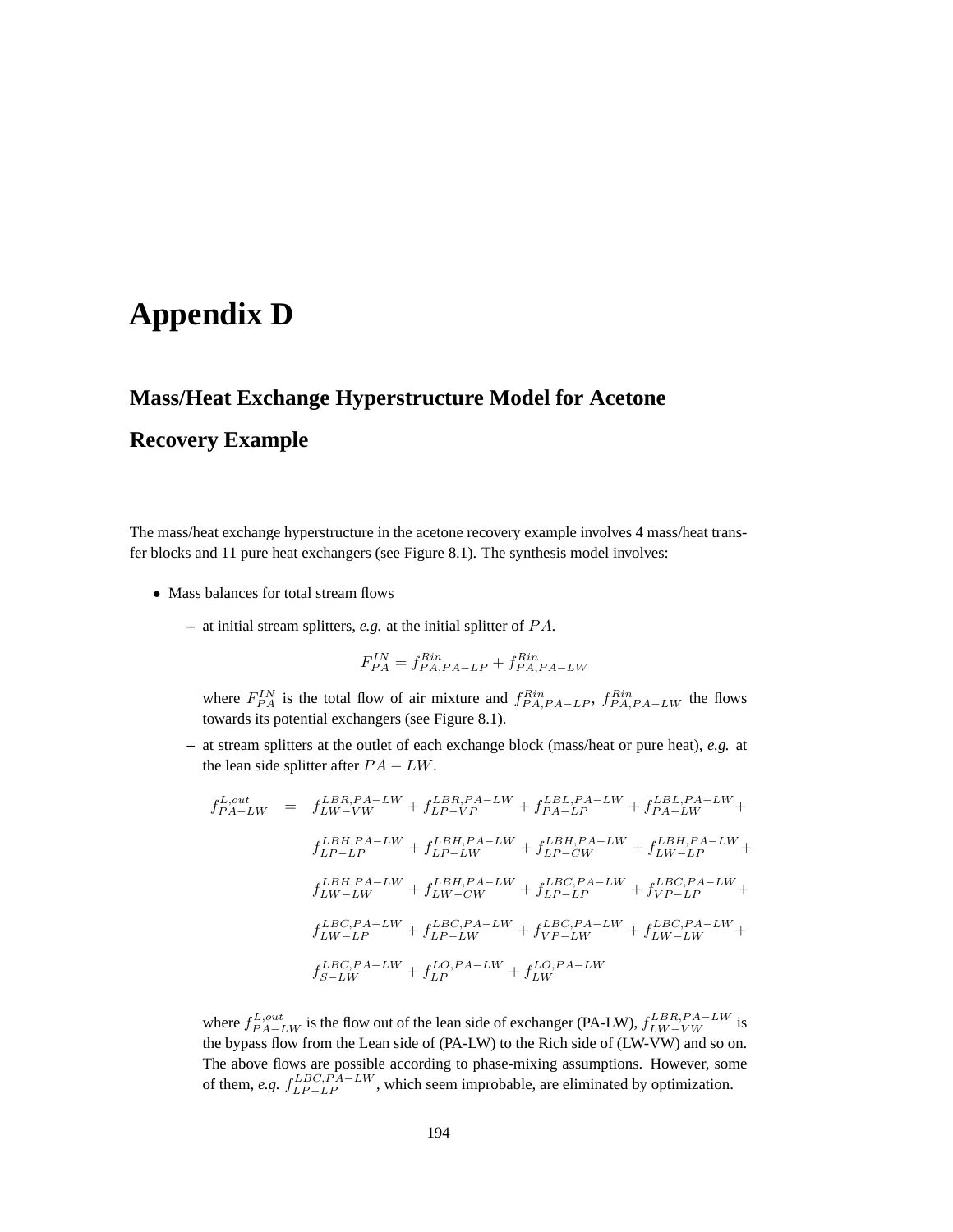# Appendix D

## Mass/Heat Exchange Hyperstructure Model for Acetone Recovery Example

The mass/heat exchange hyperstructure in the acetone recovery example involves 4 mass/heat transfer blocks and 11 pure heat exchangers (see Figure 8.1). The synthesis model involves:

- Mass balances for total stream flows
  - at initial stream splitters, *e.g.* at the initial splitter of $PA$.

    $$F_{PA}^{IN} = f_{PA,PA-LP}^{Rin} + f_{PA,PA-LW}^{Rin}$$

    where $F_{PA}^{IN}$ is the total flow of air mixture and $f_{PA,PA-LP}^{Rin}$, $f_{PA,PA-LW}^{Rin}$ the flows towards its potential exchangers (see Figure 8.1).
  - at stream splitters at the outlet of each exchange block (mass/heat or pure heat), *e.g.* at the lean side splitter after $PA - LW$.

    $$\begin{aligned} f_{PA-LW}^{L,out} = \; & f_{LW-VW}^{LBR,PA-LW} + f_{LP-VP}^{LBR,PA-LW} + f_{PA-LP}^{LBL,PA-LW} + f_{PA-LW}^{LBL,PA-LW} + \\ & f_{LP-LP}^{LBH,PA-LW} + f_{LP-LW}^{LBH,PA-LW} + f_{LP-CW}^{LBH,PA-LW} + f_{LW-LP}^{LBH,PA-LW} + \\ & f_{LW-LW}^{LBH,PA-LW} + f_{LW-CW}^{LBH,PA-LW} + f_{LP-LP}^{LBC,PA-LW} + f_{VP-LP}^{LBC,PA-LW} + \\ & f_{LW-LP}^{LBC,PA-LW} + f_{LP-LW}^{LBC,PA-LW} + f_{VP-LW}^{LBC,PA-LW} + f_{LW-LW}^{LBC,PA-LW} + \\ & f_{S-LW}^{LBC,PA-LW} + f_{LP}^{LO,PA-LW} + f_{LW}^{LO,PA-LW} \end{aligned}$$

    where $f_{PA-LW}^{L,out}$ is the flow out of the lean side of exchanger (PA-LW), $f_{LW-VW}^{LBR,PA-LW}$ is the bypass flow from the Lean side of (PA-LW) to the Rich side of (LW-VW) and so on. The above flows are possible according to phase-mixing assumptions. However, some of them, *e.g.* $f_{LP-LP}^{LBC,PA-LW}$, which seem improbable, are eliminated by optimization.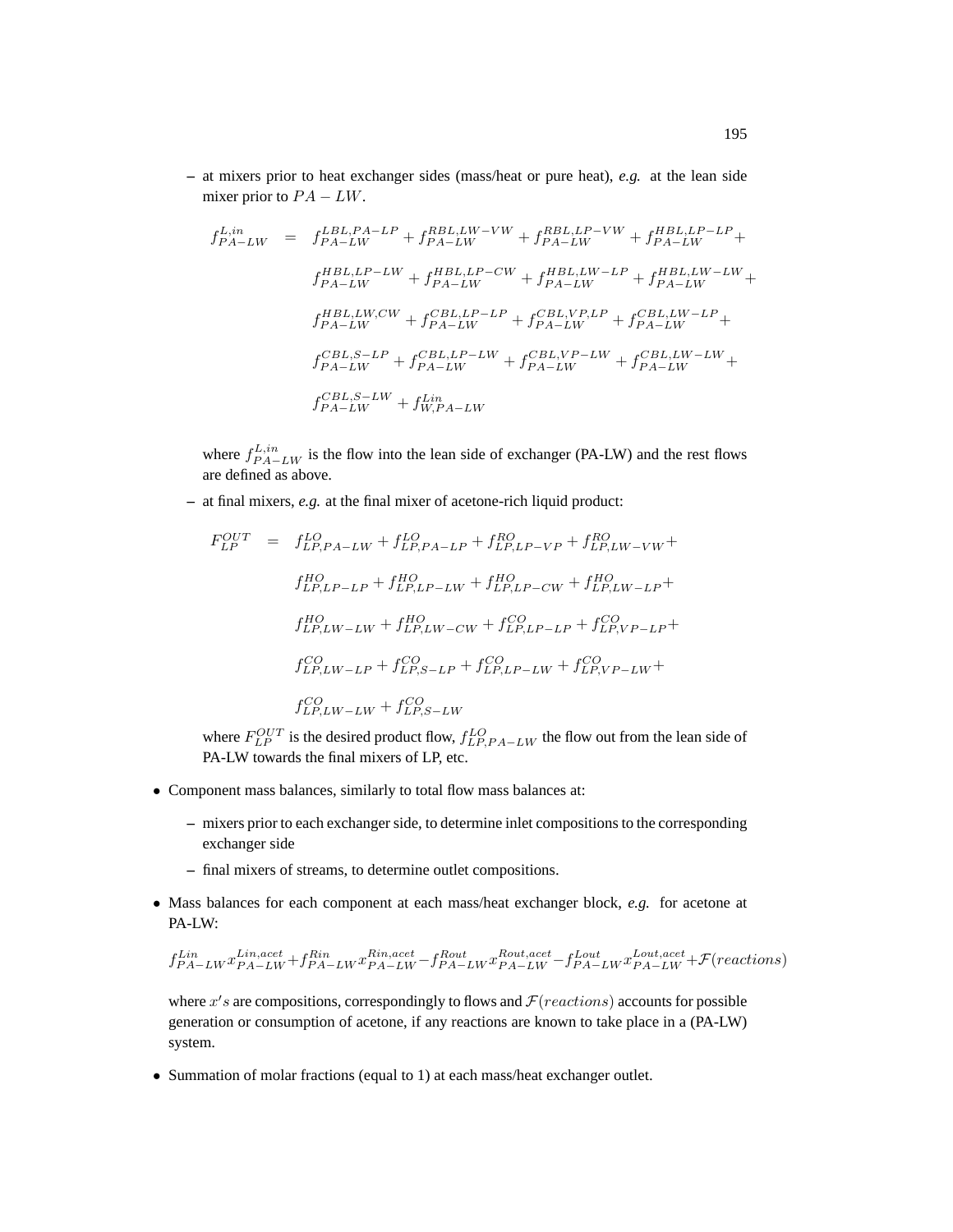- at mixers prior to heat exchanger sides (mass/heat or pure heat), *e.g.* at the lean side mixer prior to $PA - LW$.

$$
\begin{aligned}
f_{PA-LW}^{L,in} \quad = \quad & f_{PA-LW}^{LBL,PA-LP} + f_{PA-LW}^{RBL,LW-VW} + f_{PA-LW}^{RBL,LP-VW} + f_{PA-LW}^{HBL,LP-LP} + \\
& f_{PA-LW}^{HBL,LP-LW} + f_{PA-LW}^{HBL,LP-CW} + f_{PA-LW}^{HBL,LW-LP} + f_{PA-LW}^{HBL,LW-LW} + \\
& f_{PA-LW}^{HBL,LW,CW} + f_{PA-LW}^{CBL,LP-LP} + f_{PA-LW}^{CBL,VP,LP} + f_{PA-LW}^{CBL,LW-LP} + \\
& f_{PA-LW}^{CBL,S-LP} + f_{PA-LW}^{CBL,LP-LW} + f_{PA-LW}^{CBL,VP-LW} + f_{PA-LW}^{CBL,LW-LW} + \\
& f_{PA-LW}^{CBL,S-LW} + f_{W,PA-LW}^{Lin}
\end{aligned}
$$

  where $f_{PA-LW}^{L,in}$ is the flow into the lean side of exchanger (PA-LW) and the rest flows are defined as above.

- at final mixers, *e.g.* at the final mixer of acetone-rich liquid product:

$$
\begin{aligned}
F_{LP}^{OUT} \quad = \quad & f_{LP,PA-LW}^{LO} + f_{LP,PA-LP}^{LO} + f_{LP,LP-VP}^{RO} + f_{LP,LW-VW}^{RO} + \\
& f_{LP,LP-LP}^{HO} + f_{LP,LP-LW}^{HO} + f_{LP,LP-CW}^{HO} + f_{LP,LW-LP}^{HO} + \\
& f_{LP,LW-LW}^{HO} + f_{LP,LW-CW}^{HO} + f_{LP,LP-LP}^{CO} + f_{LP,VP-LP}^{CO} + \\
& f_{LP,LW-LP}^{CO} + f_{LP,S-LP}^{CO} + f_{LP,LP-LW}^{CO} + f_{LP,VP-LW}^{CO} + \\
& f_{LP,LW-LW}^{CO} + f_{LP,S-LW}^{CO}
\end{aligned}
$$

  where $F_{LP}^{OUT}$ is the desired product flow, $f_{LP,PA-LW}^{LO}$ the flow out from the lean side of PA-LW towards the final mixers of LP, etc.

- Component mass balances, similarly to total flow mass balances at:
  - mixers prior to each exchanger side, to determine inlet compositions to the corresponding exchanger side
  - final mixers of streams, to determine outlet compositions.

- Mass balances for each component at each mass/heat exchanger block, *e.g.* for acetone at PA-LW:

$$
f_{PA-LW}^{Lin} x_{PA-LW}^{Lin,acet} + f_{PA-LW}^{Rin} x_{PA-LW}^{Rin,acet} - f_{PA-LW}^{Rout} x_{PA-LW}^{Rout,acet} - f_{PA-LW}^{Lout} x_{PA-LW}^{Lout,acet} + \mathcal{F}(reactions)
$$

  where $x's$ are compositions, correspondingly to flows and $\mathcal{F}(reactions)$ accounts for possible generation or consumption of acetone, if any reactions are known to take place in a (PA-LW) system.

- Summation of molar fractions (equal to 1) at each mass/heat exchanger outlet.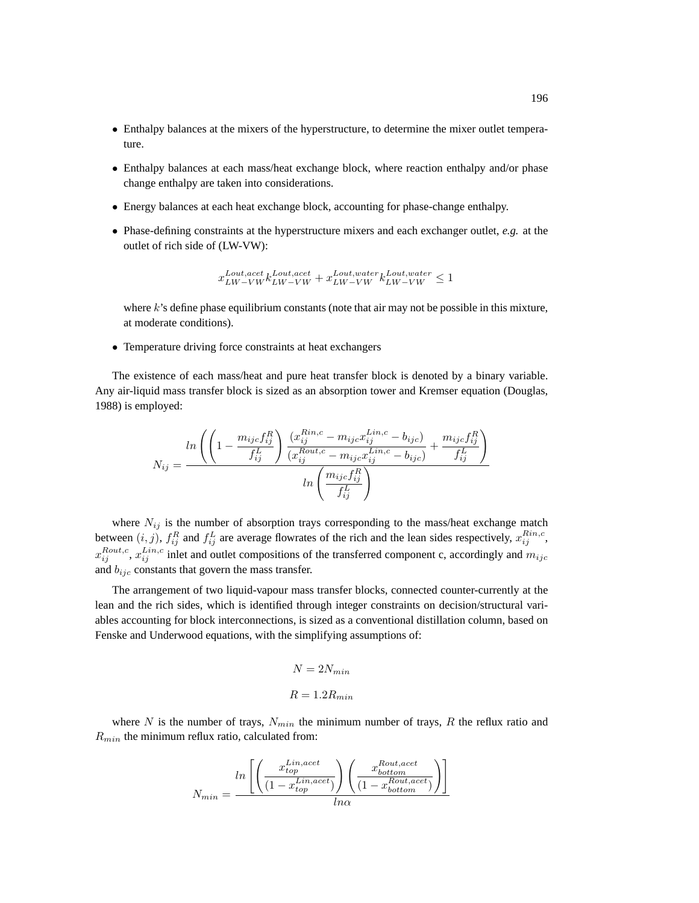- Enthalpy balances at the mixers of the hyperstructure, to determine the mixer outlet temperature.

- Enthalpy balances at each mass/heat exchange block, where reaction enthalpy and/or phase change enthalpy are taken into considerations.

- Energy balances at each heat exchange block, accounting for phase-change enthalpy.

- Phase-defining constraints at the hyperstructure mixers and each exchanger outlet, *e.g.* at the outlet of rich side of (LW-VW):

$$x_{LW-VW}^{Lout,acet} k_{LW-VW}^{Lout,acet} + x_{LW-VW}^{Lout,water} k_{LW-VW}^{Lout,water} \leq 1$$

  where $k$'s define phase equilibrium constants (note that air may not be possible in this mixture, at moderate conditions).

- Temperature driving force constraints at heat exchangers

The existence of each mass/heat and pure heat transfer block is denoted by a binary variable. Any air-liquid mass transfer block is sized as an absorption tower and Kremser equation (Douglas, 1988) is employed:

$$N_{ij} = \frac{ln\left(\left(1 - \frac{m_{ijc} f_{ij}^R}{f_{ij}^L}\right) \frac{(x_{ij}^{Rin,c} - m_{ijc} x_{ij}^{Lin,c} - b_{ijc})}{(x_{ij}^{Rout,c} - m_{ijc} x_{ij}^{Lin,c} - b_{ijc})} + \frac{m_{ijc} f_{ij}^R}{f_{ij}^L}\right)}{ln\left(\frac{m_{ijc} f_{ij}^R}{f_{ij}^L}\right)}$$

where $N_{ij}$ is the number of absorption trays corresponding to the mass/heat exchange match between $(i, j)$, $f_{ij}^R$ and $f_{ij}^L$ are average flowrates of the rich and the lean sides respectively, $x_{ij}^{Rin,c}$, $x_{ij}^{Rout,c}$, $x_{ij}^{Lin,c}$ inlet and outlet compositions of the transferred component c, accordingly and $m_{ijc}$ and $b_{ijc}$ constants that govern the mass transfer.

The arrangement of two liquid-vapour mass transfer blocks, connected counter-currently at the lean and the rich sides, which is identified through integer constraints on decision/structural variables accounting for block interconnections, is sized as a conventional distillation column, based on Fenske and Underwood equations, with the simplifying assumptions of:

$$N = 2N_{min}$$

$$R = 1.2R_{min}$$

where $N$ is the number of trays, $N_{min}$ the minimum number of trays, $R$ the reflux ratio and $R_{min}$ the minimum reflux ratio, calculated from:

$$N_{min} = \frac{ln\left[\left(\frac{x_{top}^{Lin,acet}}{(1 - x_{top}^{Lin,acet})}\right)\left(\frac{x_{bottom}^{Rout,acet}}{(1 - x_{bottom}^{Rout,acet})}\right)\right]}{ln\alpha}$$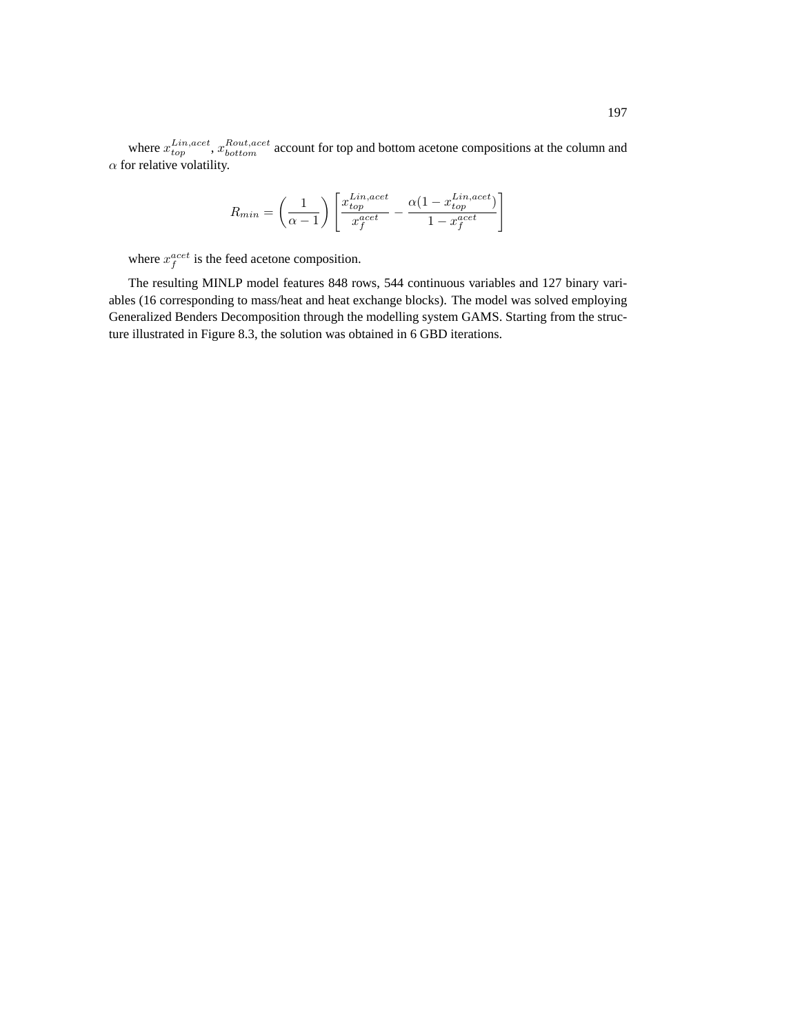where $x_{top}^{Lin,acet}$, $x_{bottom}^{Rout,acet}$ account for top and bottom acetone compositions at the column and $\alpha$ for relative volatility.

$$R_{min} = \left(\frac{1}{\alpha - 1}\right)\left[\frac{x_{top}^{Lin,acet}}{x_f^{acet}} - \frac{\alpha(1 - x_{top}^{Lin,acet})}{1 - x_f^{acet}}\right]$$

where $x_f^{acet}$ is the feed acetone composition.

The resulting MINLP model features 848 rows, 544 continuous variables and 127 binary variables (16 corresponding to mass/heat and heat exchange blocks). The model was solved employing Generalized Benders Decomposition through the modelling system GAMS. Starting from the structure illustrated in Figure 8.3, the solution was obtained in 6 GBD iterations.